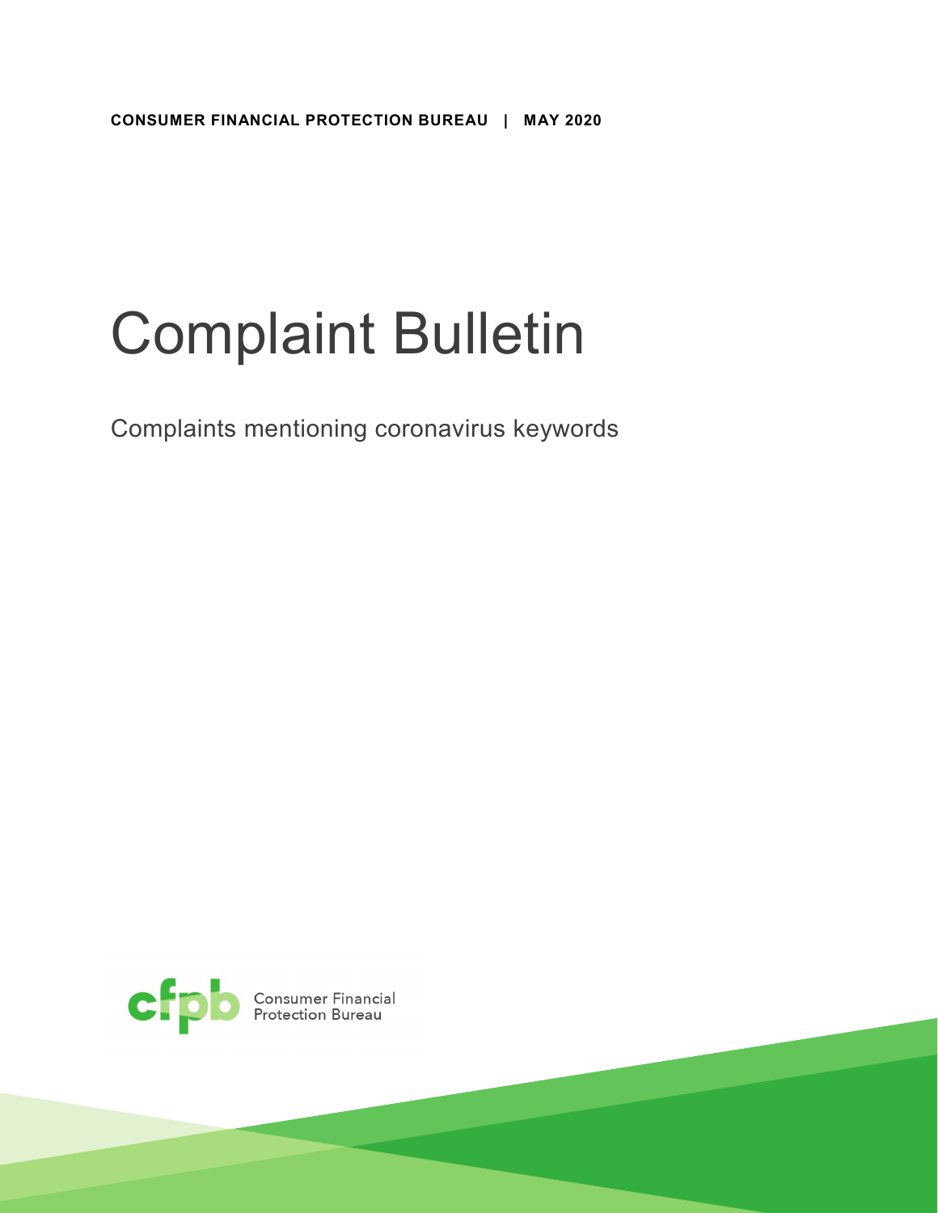**CONSUMER FINANCIAL PROTECTION BUREAU | MAY 2020**

# Complaint Bulletin

Complaints mentioning coronavirus keywords

Consumer Financial Protection Bureau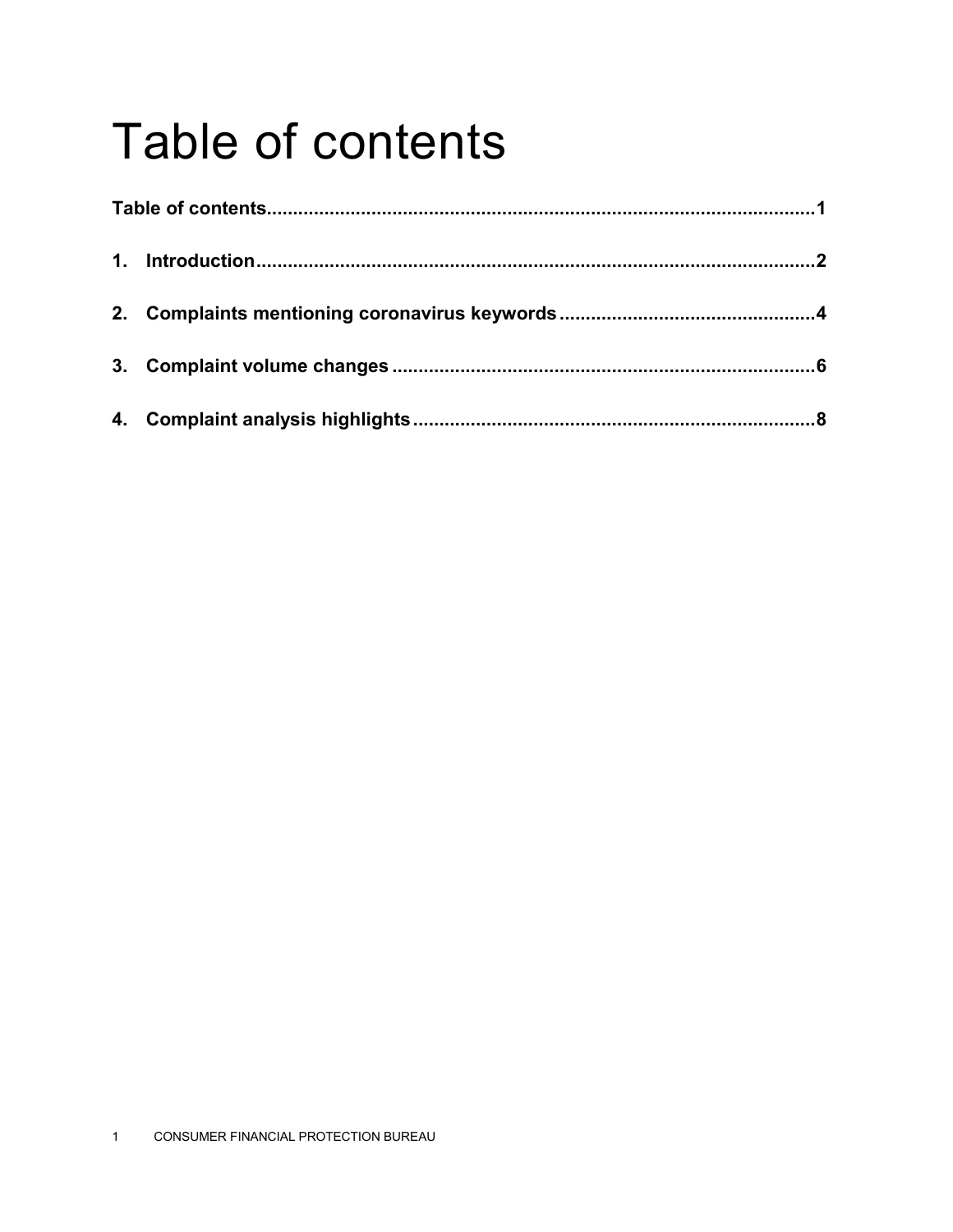# Table of contents

**Table of contents....................................................................................................1**

**1. Introduction..........................................................................................................2**

**2. Complaints mentioning coronavirus keywords ................................................4**

**3. Complaint volume changes ................................................................................6**

**4. Complaint analysis highlights ............................................................................8**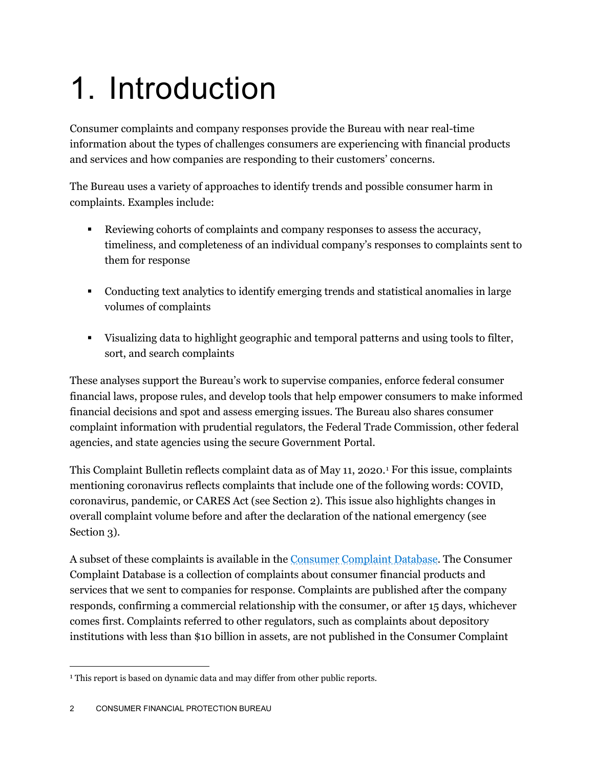# 1. Introduction

Consumer complaints and company responses provide the Bureau with near real-time information about the types of challenges consumers are experiencing with financial products and services and how companies are responding to their customers' concerns.

The Bureau uses a variety of approaches to identify trends and possible consumer harm in complaints. Examples include:

- Reviewing cohorts of complaints and company responses to assess the accuracy, timeliness, and completeness of an individual company's responses to complaints sent to them for response
- Conducting text analytics to identify emerging trends and statistical anomalies in large volumes of complaints
- Visualizing data to highlight geographic and temporal patterns and using tools to filter, sort, and search complaints

These analyses support the Bureau's work to supervise companies, enforce federal consumer financial laws, propose rules, and develop tools that help empower consumers to make informed financial decisions and spot and assess emerging issues. The Bureau also shares consumer complaint information with prudential regulators, the Federal Trade Commission, other federal agencies, and state agencies using the secure Government Portal.

This Complaint Bulletin reflects complaint data as of May 11, 2020.[1] For this issue, complaints mentioning coronavirus reflects complaints that include one of the following words: COVID, coronavirus, pandemic, or CARES Act (see Section 2). This issue also highlights changes in overall complaint volume before and after the declaration of the national emergency (see Section 3).

A subset of these complaints is available in the Consumer Complaint Database. The Consumer Complaint Database is a collection of complaints about consumer financial products and services that we sent to companies for response. Complaints are published after the company responds, confirming a commercial relationship with the consumer, or after 15 days, whichever comes first. Complaints referred to other regulators, such as complaints about depository institutions with less than $10 billion in assets, are not published in the Consumer Complaint

[1] This report is based on dynamic data and may differ from other public reports.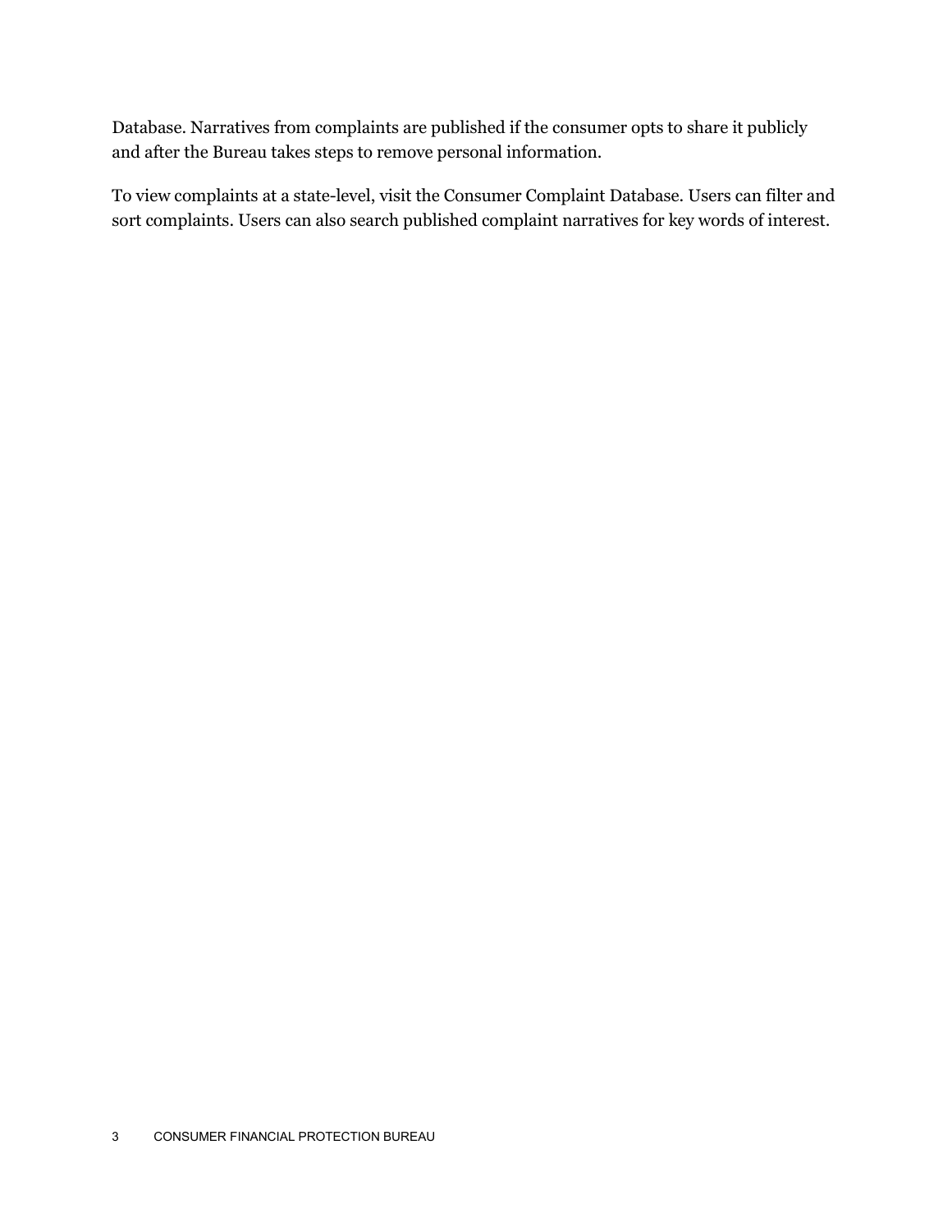Database. Narratives from complaints are published if the consumer opts to share it publicly and after the Bureau takes steps to remove personal information.

To view complaints at a state-level, visit the Consumer Complaint Database. Users can filter and sort complaints. Users can also search published complaint narratives for key words of interest.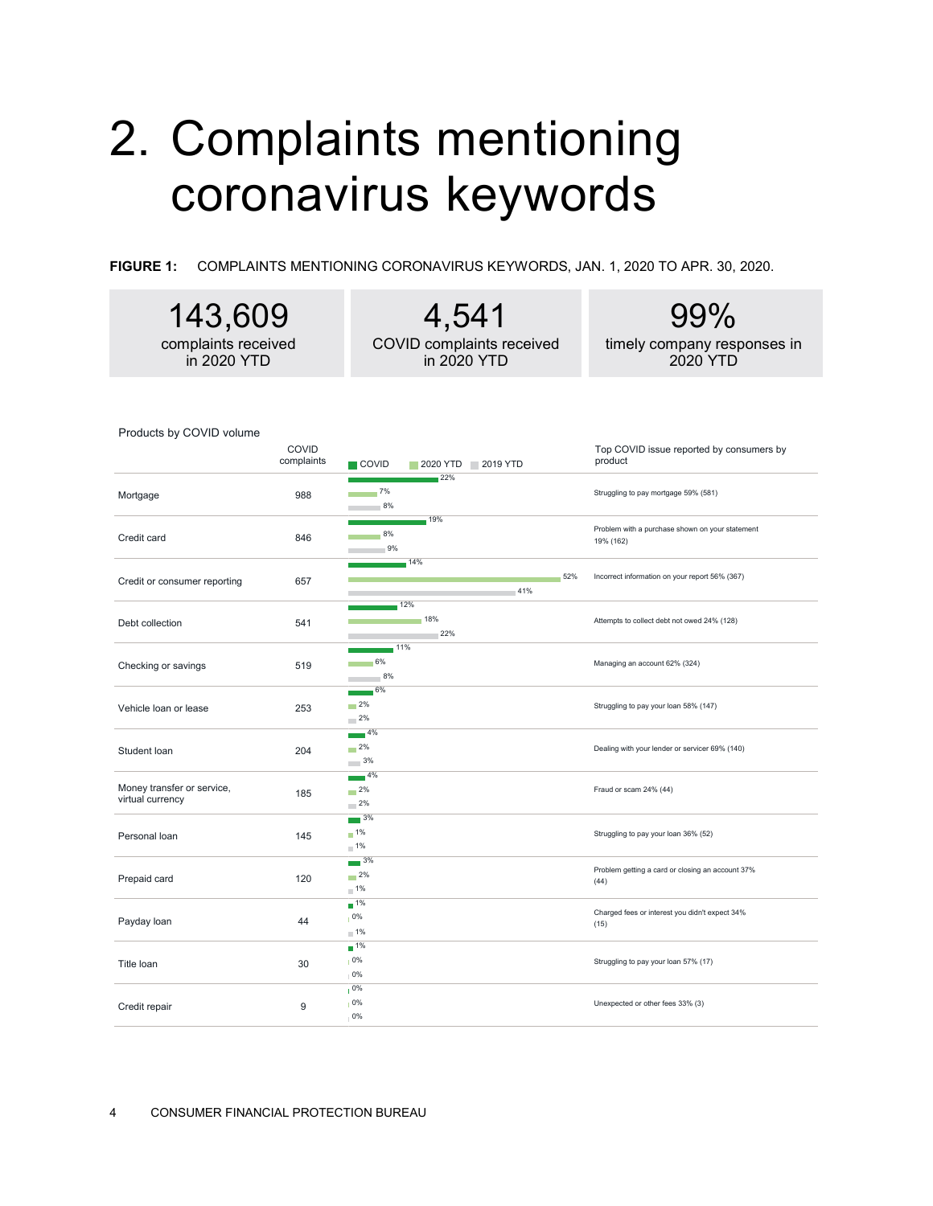# 2. Complaints mentioning coronavirus keywords

**FIGURE 1:** COMPLAINTS MENTIONING CORONAVIRUS KEYWORDS, JAN. 1, 2020 TO APR. 30, 2020.

| 143,609 | 4,541 | 99% |
|---|---|---|
| complaints received in 2020 YTD | COVID complaints received in 2020 YTD | timely company responses in 2020 YTD |

Products by COVID volume

| Product | COVID complaints | COVID | 2020 YTD | 2019 YTD | Top COVID issue reported by consumers by product |
|---|---|---|---|---|---|
| Mortgage | 988 | 22% | 7% | 8% | Struggling to pay mortgage 59% (581) |
| Credit card | 846 | 19% | 8% | 9% | Problem with a purchase shown on your statement 19% (162) |
| Credit or consumer reporting | 657 | 14% | 52% | 41% | Incorrect information on your report 56% (367) |
| Debt collection | 541 | 12% | 18% | 22% | Attempts to collect debt not owed 24% (128) |
| Checking or savings | 519 | 11% | 6% | 8% | Managing an account 62% (324) |
| Vehicle loan or lease | 253 | 6% | 2% | 2% | Struggling to pay your loan 58% (147) |
| Student loan | 204 | 4% | 2% | 3% | Dealing with your lender or servicer 69% (140) |
| Money transfer or service, virtual currency | 185 | 4% | 2% | 2% | Fraud or scam 24% (44) |
| Personal loan | 145 | 3% | 1% | 1% | Struggling to pay your loan 36% (52) |
| Prepaid card | 120 | 3% | 2% | 1% | Problem getting a card or closing an account 37% (44) |
| Payday loan | 44 | 1% | 0% | 1% | Charged fees or interest you didn't expect 34% (15) |
| Title loan | 30 | 1% | 0% | 0% | Struggling to pay your loan 57% (17) |
| Credit repair | 9 | 0% | 0% | 0% | Unexpected or other fees 33% (3) |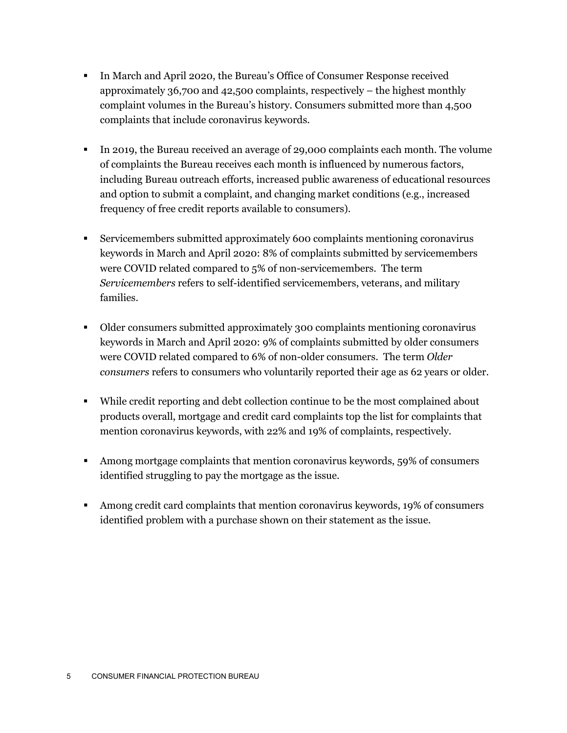- In March and April 2020, the Bureau's Office of Consumer Response received approximately 36,700 and 42,500 complaints, respectively – the highest monthly complaint volumes in the Bureau's history. Consumers submitted more than 4,500 complaints that include coronavirus keywords.

- In 2019, the Bureau received an average of 29,000 complaints each month. The volume of complaints the Bureau receives each month is influenced by numerous factors, including Bureau outreach efforts, increased public awareness of educational resources and option to submit a complaint, and changing market conditions (e.g., increased frequency of free credit reports available to consumers).

- Servicemembers submitted approximately 600 complaints mentioning coronavirus keywords in March and April 2020: 8% of complaints submitted by servicemembers were COVID related compared to 5% of non-servicemembers. The term *Servicemembers* refers to self-identified servicemembers, veterans, and military families.

- Older consumers submitted approximately 300 complaints mentioning coronavirus keywords in March and April 2020: 9% of complaints submitted by older consumers were COVID related compared to 6% of non-older consumers. The term *Older consumers* refers to consumers who voluntarily reported their age as 62 years or older.

- While credit reporting and debt collection continue to be the most complained about products overall, mortgage and credit card complaints top the list for complaints that mention coronavirus keywords, with 22% and 19% of complaints, respectively.

- Among mortgage complaints that mention coronavirus keywords, 59% of consumers identified struggling to pay the mortgage as the issue.

- Among credit card complaints that mention coronavirus keywords, 19% of consumers identified problem with a purchase shown on their statement as the issue.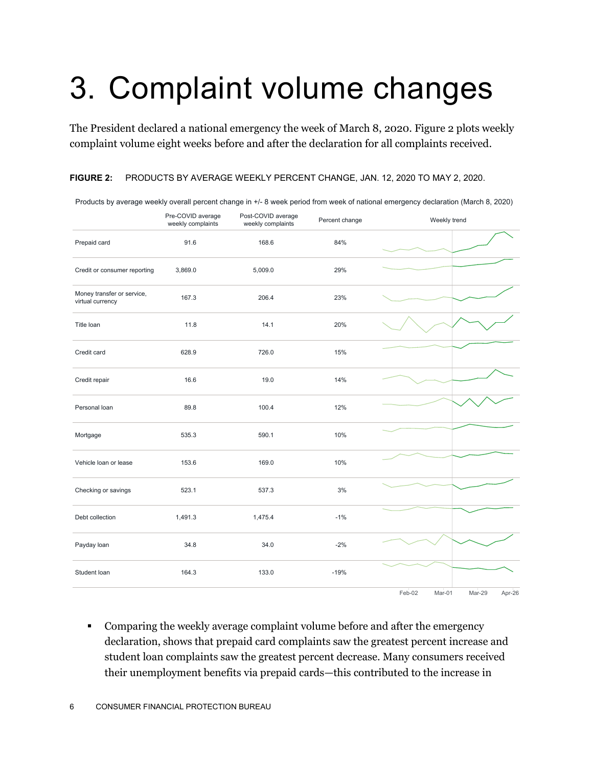# 3. Complaint volume changes

The President declared a national emergency the week of March 8, 2020. Figure 2 plots weekly complaint volume eight weeks before and after the declaration for all complaints received.

**FIGURE 2:** PRODUCTS BY AVERAGE WEEKLY PERCENT CHANGE, JAN. 12, 2020 TO MAY 2, 2020.

Products by average weekly overall percent change in +/- 8 week period from week of national emergency declaration (March 8, 2020)

| | Pre-COVID average weekly complaints | Post-COVID average weekly complaints | Percent change | Weekly trend |
|---|---|---|---|---|
| Prepaid card | 91.6 | 168.6 | 84% | |
| Credit or consumer reporting | 3,869.0 | 5,009.0 | 29% | |
| Money transfer or service, virtual currency | 167.3 | 206.4 | 23% | |
| Title loan | 11.8 | 14.1 | 20% | |
| Credit card | 628.9 | 726.0 | 15% | |
| Credit repair | 16.6 | 19.0 | 14% | |
| Personal loan | 89.8 | 100.4 | 12% | |
| Mortgage | 535.3 | 590.1 | 10% | |
| Vehicle loan or lease | 153.6 | 169.0 | 10% | |
| Checking or savings | 523.1 | 537.3 | 3% | |
| Debt collection | 1,491.3 | 1,475.4 | -1% | |
| Payday loan | 34.8 | 34.0 | -2% | |
| Student loan | 164.3 | 133.0 | -19% | |

Feb-02 Mar-01 Mar-29 Apr-26

- Comparing the weekly average complaint volume before and after the emergency declaration, shows that prepaid card complaints saw the greatest percent increase and student loan complaints saw the greatest percent decrease. Many consumers received their unemployment benefits via prepaid cards—this contributed to the increase in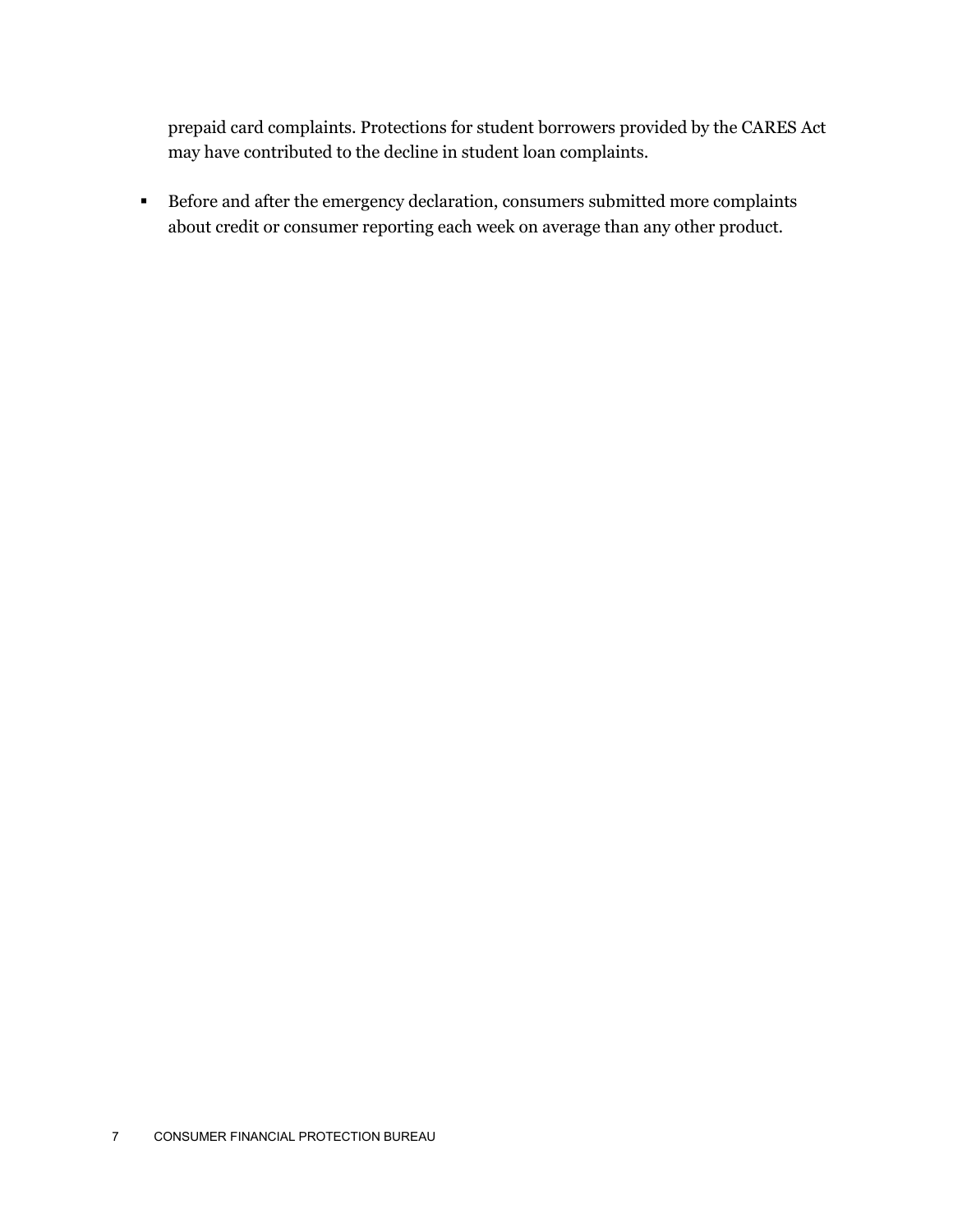prepaid card complaints. Protections for student borrowers provided by the CARES Act may have contributed to the decline in student loan complaints.

- Before and after the emergency declaration, consumers submitted more complaints about credit or consumer reporting each week on average than any other product.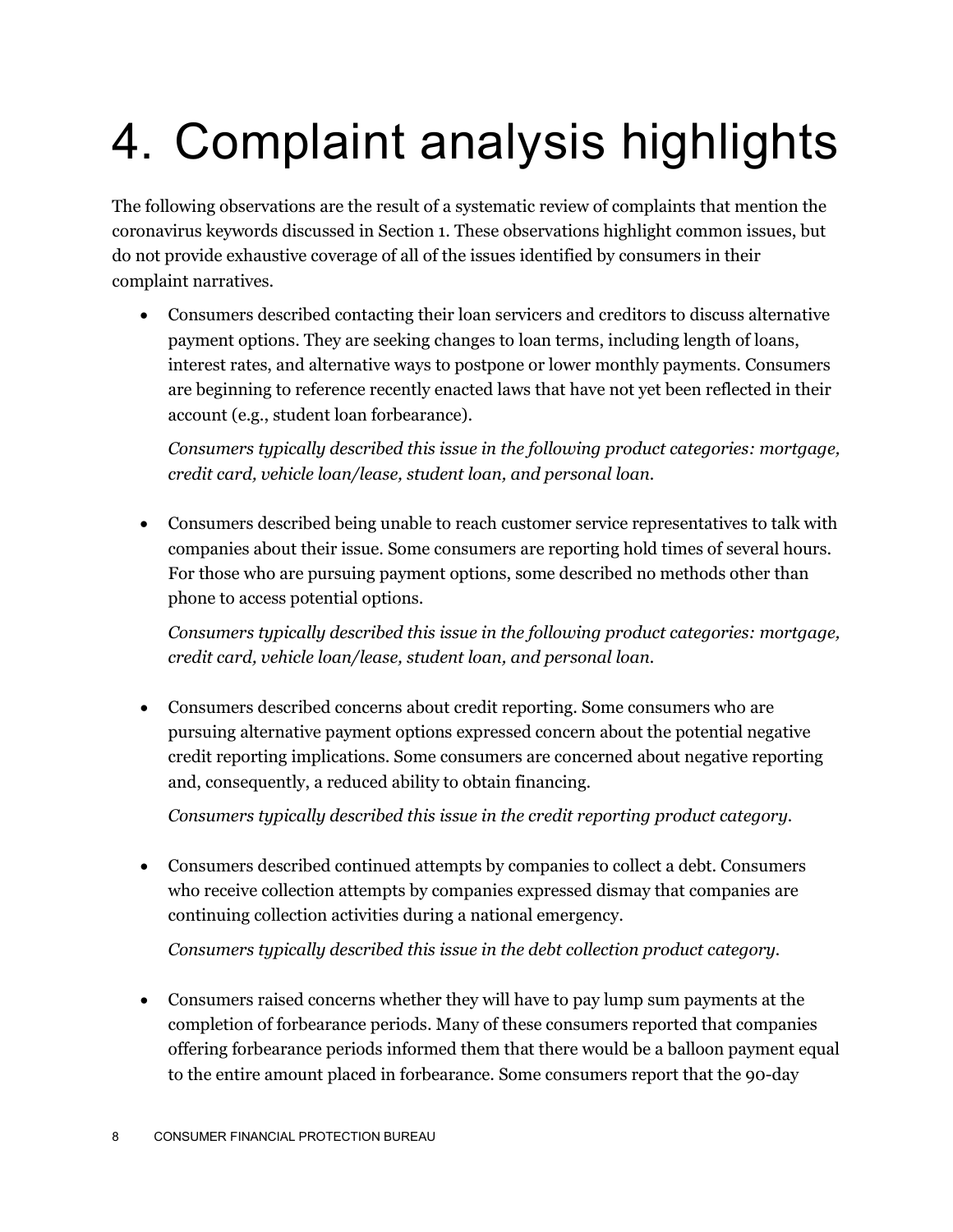# 4. Complaint analysis highlights

The following observations are the result of a systematic review of complaints that mention the coronavirus keywords discussed in Section 1. These observations highlight common issues, but do not provide exhaustive coverage of all of the issues identified by consumers in their complaint narratives.

- Consumers described contacting their loan servicers and creditors to discuss alternative payment options. They are seeking changes to loan terms, including length of loans, interest rates, and alternative ways to postpone or lower monthly payments. Consumers are beginning to reference recently enacted laws that have not yet been reflected in their account (e.g., student loan forbearance).

  *Consumers typically described this issue in the following product categories: mortgage, credit card, vehicle loan/lease, student loan, and personal loan.*

- Consumers described being unable to reach customer service representatives to talk with companies about their issue. Some consumers are reporting hold times of several hours. For those who are pursuing payment options, some described no methods other than phone to access potential options.

  *Consumers typically described this issue in the following product categories: mortgage, credit card, vehicle loan/lease, student loan, and personal loan.*

- Consumers described concerns about credit reporting. Some consumers who are pursuing alternative payment options expressed concern about the potential negative credit reporting implications. Some consumers are concerned about negative reporting and, consequently, a reduced ability to obtain financing.

  *Consumers typically described this issue in the credit reporting product category.*

- Consumers described continued attempts by companies to collect a debt. Consumers who receive collection attempts by companies expressed dismay that companies are continuing collection activities during a national emergency.

  *Consumers typically described this issue in the debt collection product category.*

- Consumers raised concerns whether they will have to pay lump sum payments at the completion of forbearance periods. Many of these consumers reported that companies offering forbearance periods informed them that there would be a balloon payment equal to the entire amount placed in forbearance. Some consumers report that the 90-day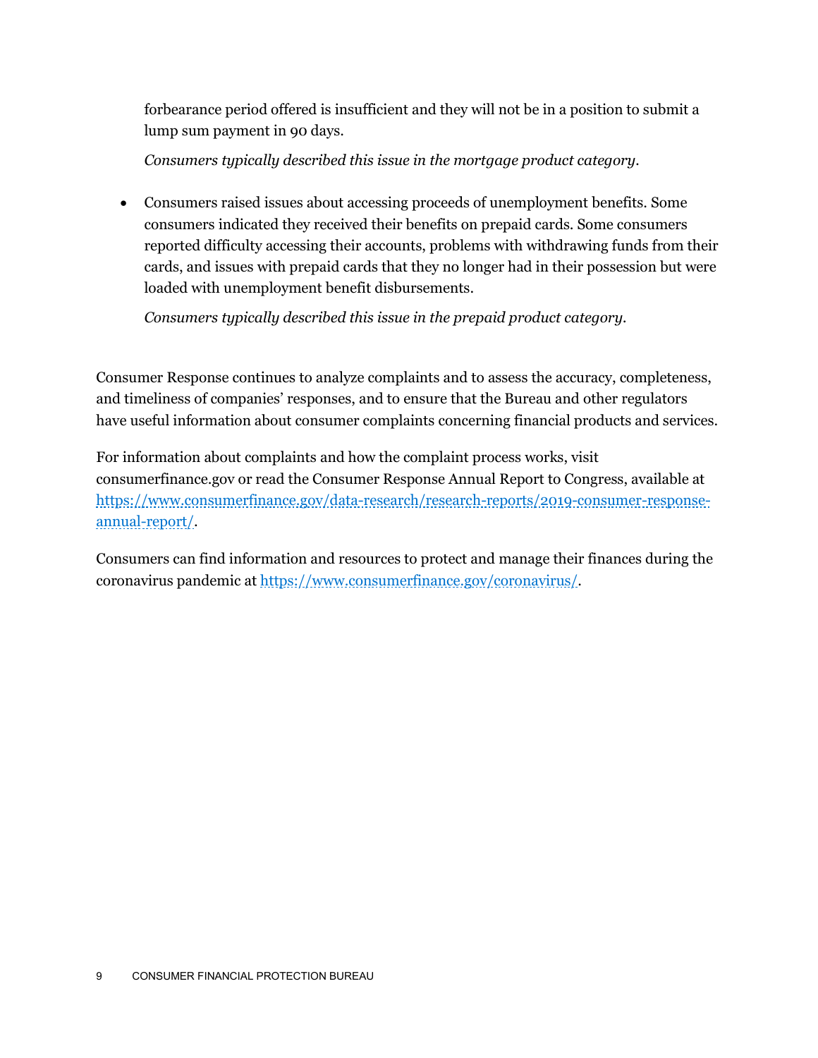forbearance period offered is insufficient and they will not be in a position to submit a lump sum payment in 90 days.

*Consumers typically described this issue in the mortgage product category.*

- Consumers raised issues about accessing proceeds of unemployment benefits. Some consumers indicated they received their benefits on prepaid cards. Some consumers reported difficulty accessing their accounts, problems with withdrawing funds from their cards, and issues with prepaid cards that they no longer had in their possession but were loaded with unemployment benefit disbursements.

  *Consumers typically described this issue in the prepaid product category.*

Consumer Response continues to analyze complaints and to assess the accuracy, completeness, and timeliness of companies' responses, and to ensure that the Bureau and other regulators have useful information about consumer complaints concerning financial products and services.

For information about complaints and how the complaint process works, visit consumerfinance.gov or read the Consumer Response Annual Report to Congress, available at https://www.consumerfinance.gov/data-research/research-reports/2019-consumer-response-annual-report/.

Consumers can find information and resources to protect and manage their finances during the coronavirus pandemic at https://www.consumerfinance.gov/coronavirus/.